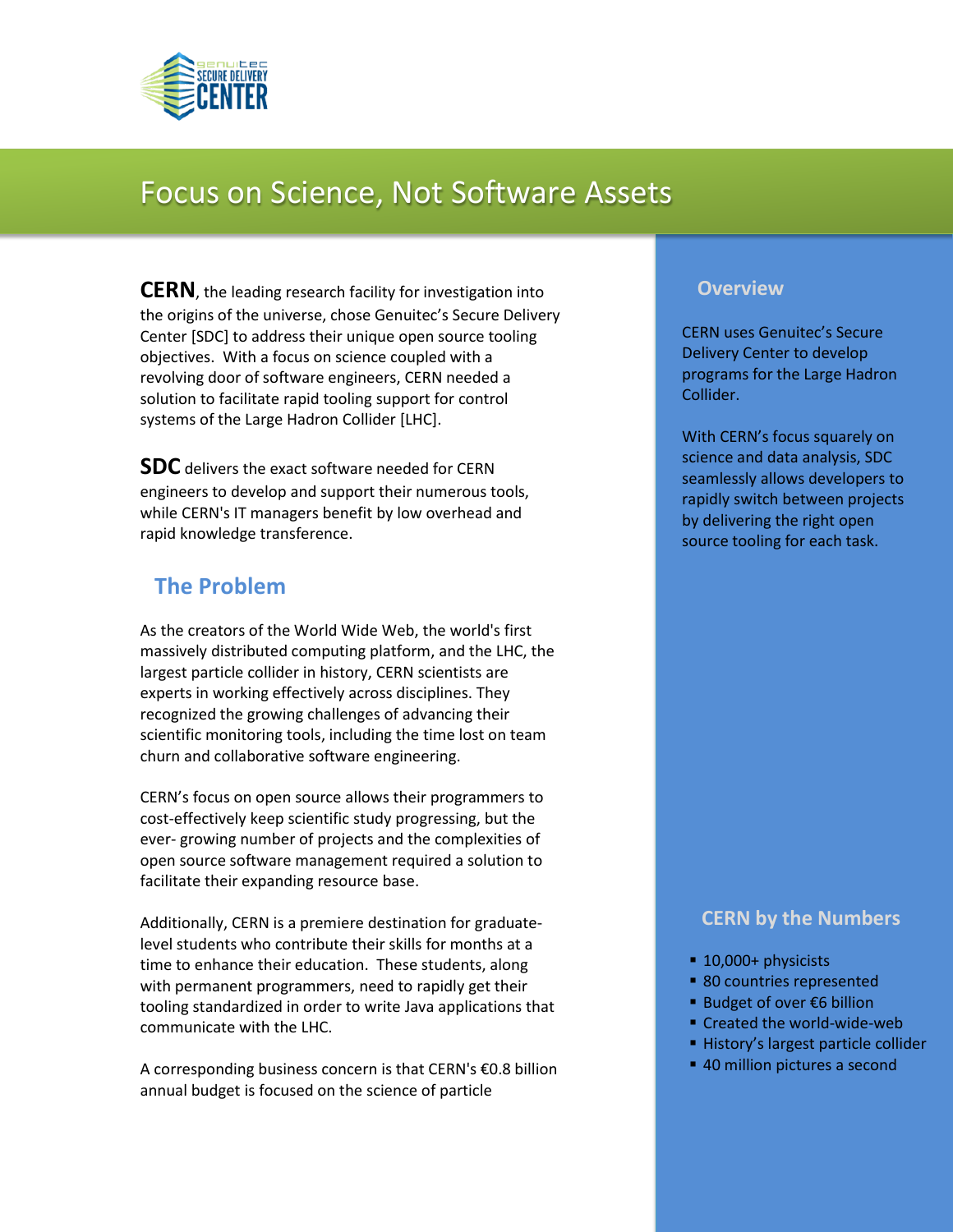# Focus on Science, Not Software Assets

**CERN**, the leading research facility for investigation into the origins of the universe, chose Genuitec's Secure Delivery Center [SDC] to address their unique open source tooling objectives. With a focus on science coupled with a revolving door of software engineers, CERN needed a solution to facilitate rapid tooling support for control systems of the Large Hadron Collider [LHC].

**SDC** delivers the exact software needed for CERN engineers to develop and support their numerous tools, while CERN's IT managers benefit by low overhead and rapid knowledge transference.

## The Problem

As the creators of the World Wide Web, the world's first massively distributed computing platform, and the LHC, the largest particle collider in history, CERN scientists are experts in working effectively across disciplines. They recognized the growing challenges of advancing their scientific monitoring tools, including the time lost on team churn and collaborative software engineering.

CERN's focus on open source allows their programmers to cost-effectively keep scientific study progressing, but the ever- growing number of projects and the complexities of open source software management required a solution to facilitate their expanding resource base.

Additionally, CERN is a premiere destination for graduate-level students who contribute their skills for months at a time to enhance their education. These students, along with permanent programmers, need to rapidly get their tooling standardized in order to write Java applications that communicate with the LHC.

A corresponding business concern is that CERN's €0.8 billion annual budget is focused on the science of particle

## Overview

CERN uses Genuitec's Secure Delivery Center to develop programs for the Large Hadron Collider.

With CERN's focus squarely on science and data analysis, SDC seamlessly allows developers to rapidly switch between projects by delivering the right open source tooling for each task.

## CERN by the Numbers

- 10,000+ physicists
- 80 countries represented
- Budget of over €6 billion
- Created the world-wide-web
- History's largest particle collider
- 40 million pictures a second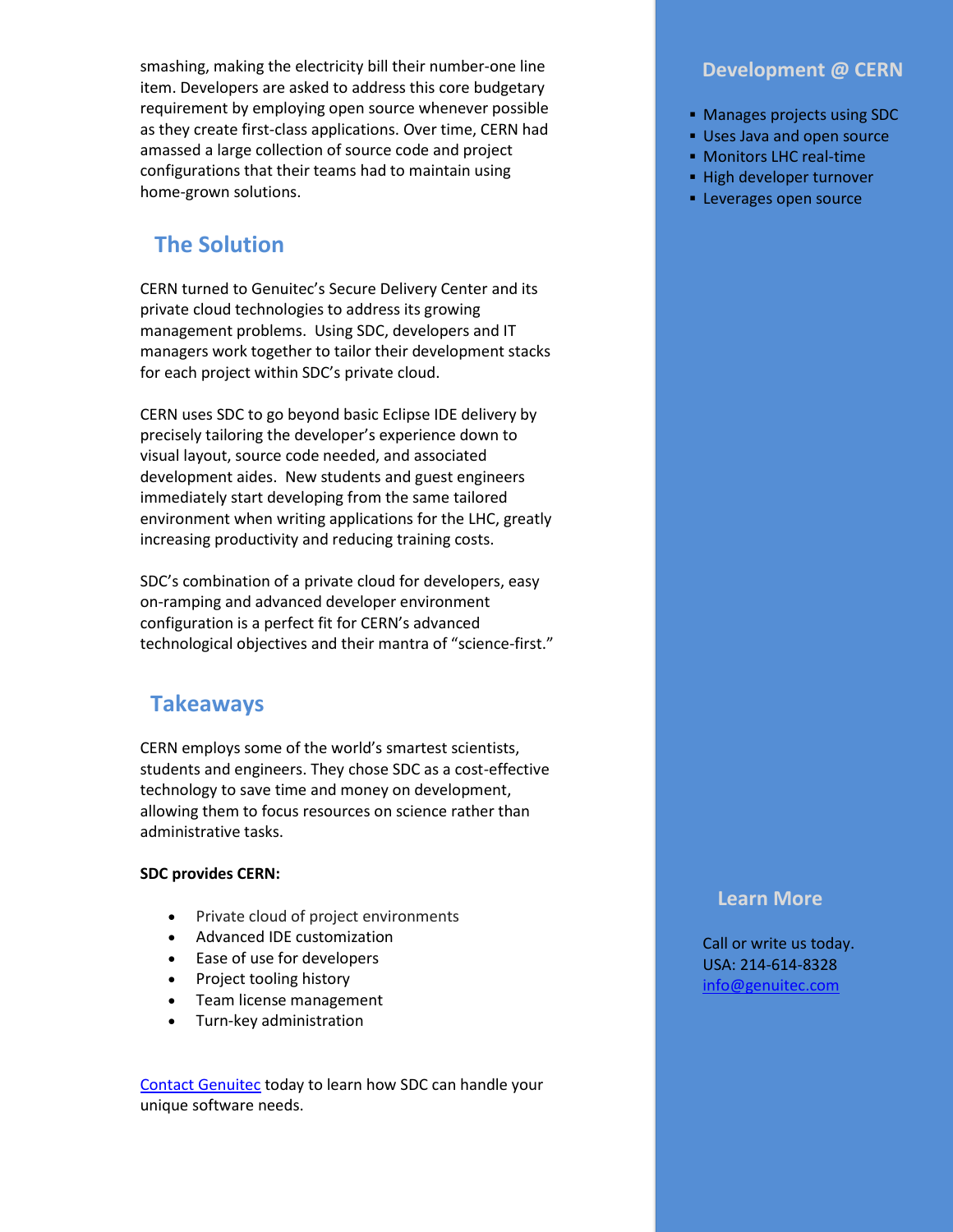smashing, making the electricity bill their number-one line item. Developers are asked to address this core budgetary requirement by employing open source whenever possible as they create first-class applications. Over time, CERN had amassed a large collection of source code and project configurations that their teams had to maintain using home-grown solutions.

## The Solution

CERN turned to Genuitec's Secure Delivery Center and its private cloud technologies to address its growing management problems. Using SDC, developers and IT managers work together to tailor their development stacks for each project within SDC's private cloud.

CERN uses SDC to go beyond basic Eclipse IDE delivery by precisely tailoring the developer's experience down to visual layout, source code needed, and associated development aides. New students and guest engineers immediately start developing from the same tailored environment when writing applications for the LHC, greatly increasing productivity and reducing training costs.

SDC's combination of a private cloud for developers, easy on-ramping and advanced developer environment configuration is a perfect fit for CERN's advanced technological objectives and their mantra of "science-first."

## Takeaways

CERN employs some of the world's smartest scientists, students and engineers. They chose SDC as a cost-effective technology to save time and money on development, allowing them to focus resources on science rather than administrative tasks.

**SDC provides CERN:**

- Private cloud of project environments
- Advanced IDE customization
- Ease of use for developers
- Project tooling history
- Team license management
- Turn-key administration

Contact Genuitec today to learn how SDC can handle your unique software needs.

## Development @ CERN

- Manages projects using SDC
- Uses Java and open source
- Monitors LHC real-time
- High developer turnover
- Leverages open source

## Learn More

Call or write us today.
USA: 214-614-8328
info@genuitec.com